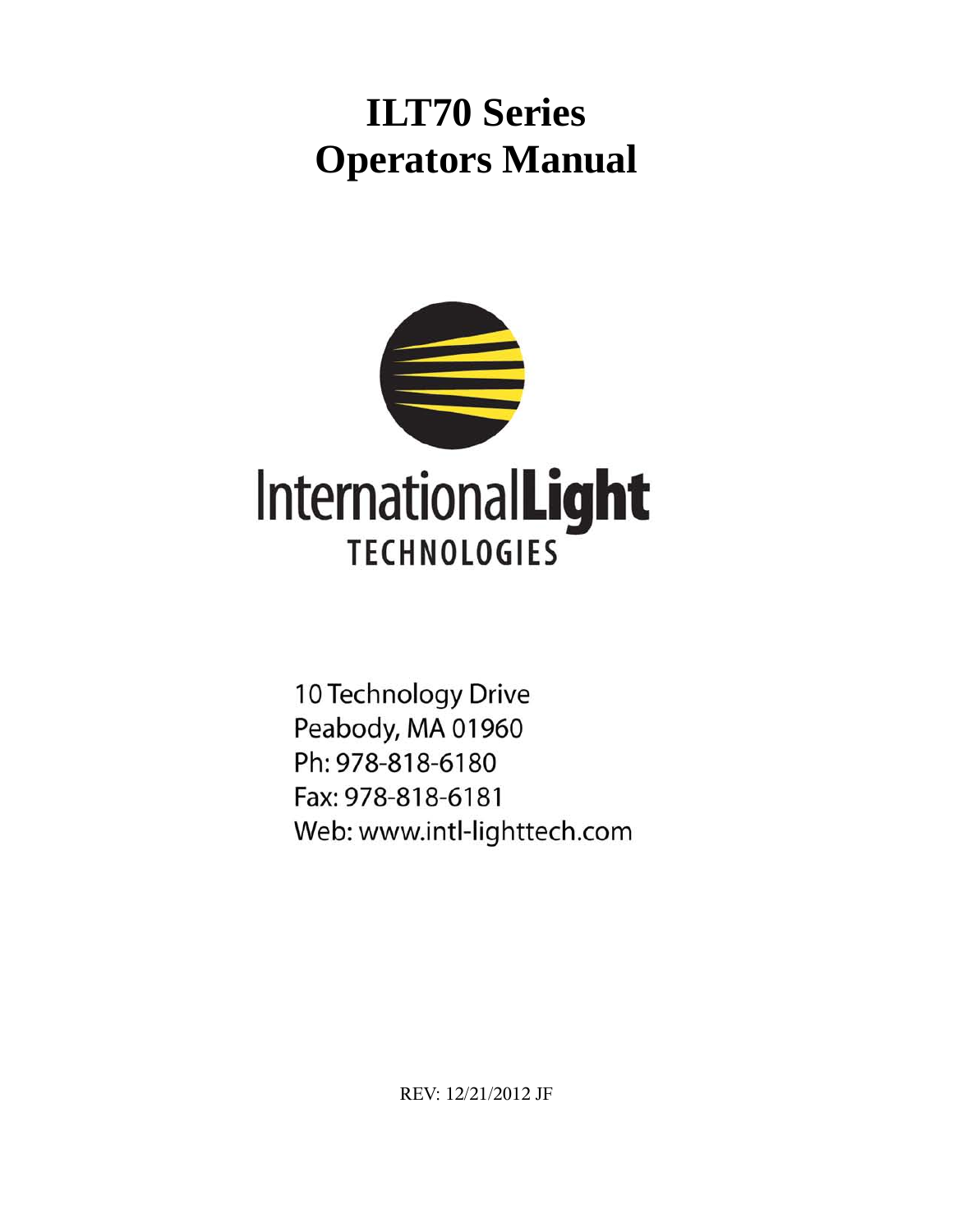# ILT70 Series
# Operators Manual

InternationalLight
TECHNOLOGIES

10 Technology Drive
Peabody, MA 01960
Ph: 978-818-6180
Fax: 978-818-6181
Web: www.intl-lighttech.com

REV: 12/21/2012 JF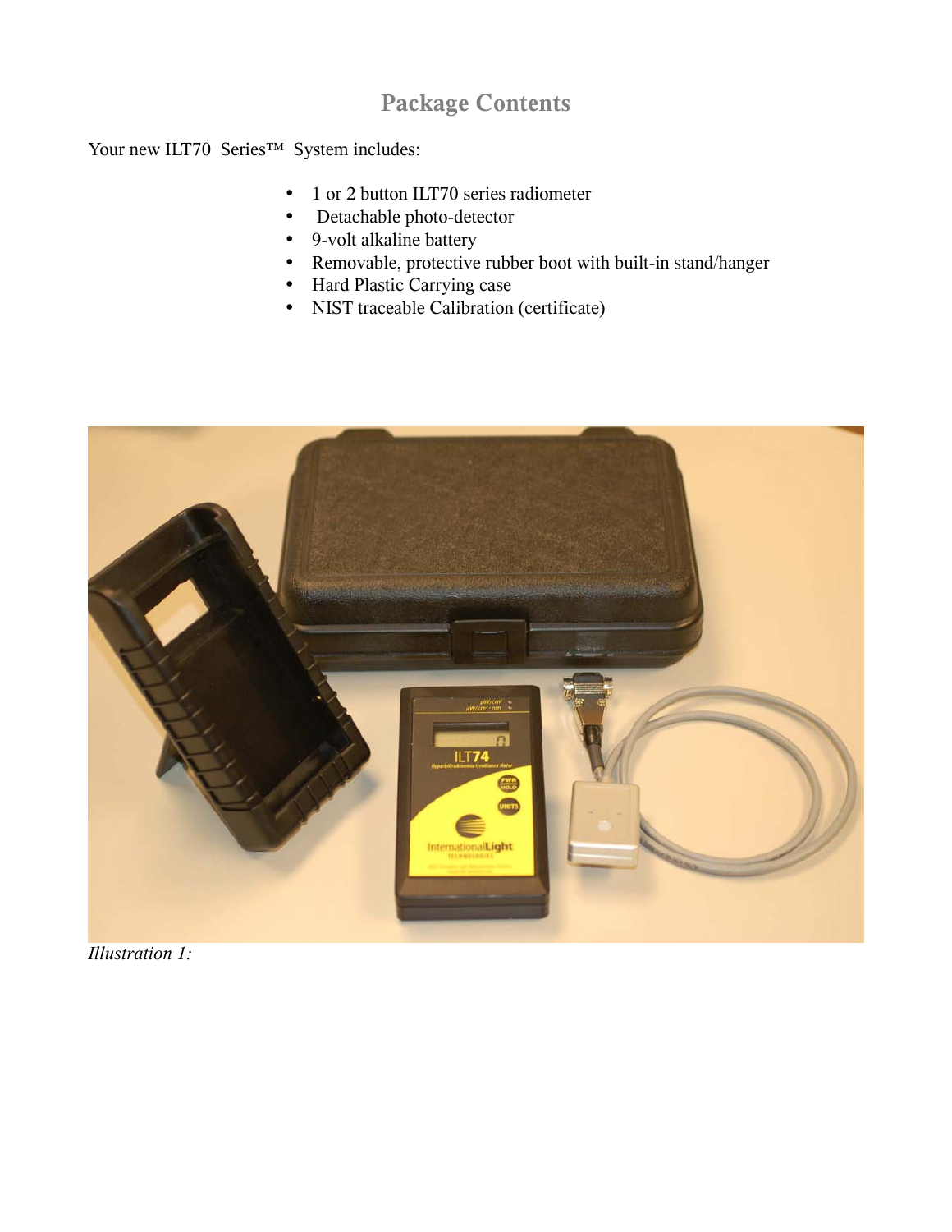## Package Contents

Your new ILT70  Series™  System includes:

- 1 or 2 button ILT70 series radiometer
- Detachable photo-detector
- 9-volt alkaline battery
- Removable, protective rubber boot with built-in stand/hanger
- Hard Plastic Carrying case
- NIST traceable Calibration (certificate)

*Illustration 1:*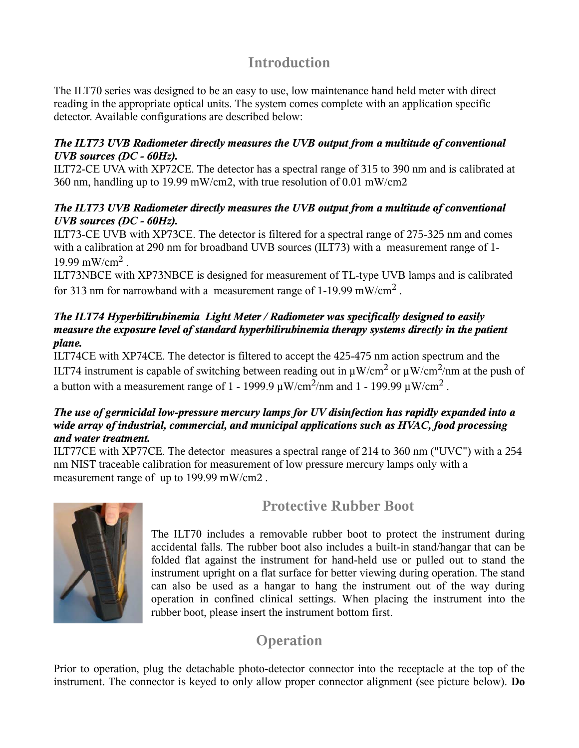## Introduction

The ILT70 series was designed to be an easy to use, low maintenance hand held meter with direct reading in the appropriate optical units. The system comes complete with an application specific detector. Available configurations are described below:

***The ILT73 UVB Radiometer directly measures the UVB output from a multitude of conventional UVB sources (DC - 60Hz).***

ILT72-CE UVA with XP72CE. The detector has a spectral range of 315 to 390 nm and is calibrated at 360 nm, handling up to 19.99 mW/cm2, with true resolution of 0.01 mW/cm2

***The ILT73 UVB Radiometer directly measures the UVB output from a multitude of conventional UVB sources (DC - 60Hz).***

ILT73-CE UVB with XP73CE. The detector is filtered for a spectral range of 275-325 nm and comes with a calibration at 290 nm for broadband UVB sources (ILT73) with a measurement range of 1-19.99 mW/cm$^2$ .

ILT73NBCE with XP73NBCE is designed for measurement of TL-type UVB lamps and is calibrated for 313 nm for narrowband with a measurement range of 1-19.99 mW/cm$^2$ .

***The ILT74 Hyperbilirubinemia Light Meter / Radiometer was specifically designed to easily measure the exposure level of standard hyperbilirubinemia therapy systems directly in the patient plane.***

ILT74CE with XP74CE. The detector is filtered to accept the 425-475 nm action spectrum and the ILT74 instrument is capable of switching between reading out in µW/cm$^2$ or µW/cm$^2$/nm at the push of a button with a measurement range of 1 - 1999.9 µW/cm$^2$/nm and 1 - 199.99 µW/cm$^2$ .

***The use of germicidal low-pressure mercury lamps for UV disinfection has rapidly expanded into a wide array of industrial, commercial, and municipal applications such as HVAC, food processing and water treatment.***

ILT77CE with XP77CE. The detector measures a spectral range of 214 to 360 nm ("UVC") with a 254 nm NIST traceable calibration for measurement of low pressure mercury lamps only with a measurement range of up to 199.99 mW/cm2 .

## Protective Rubber Boot

The ILT70 includes a removable rubber boot to protect the instrument during accidental falls. The rubber boot also includes a built-in stand/hangar that can be folded flat against the instrument for hand-held use or pulled out to stand the instrument upright on a flat surface for better viewing during operation. The stand can also be used as a hangar to hang the instrument out of the way during operation in confined clinical settings. When placing the instrument into the rubber boot, please insert the instrument bottom first.

## Operation

Prior to operation, plug the detachable photo-detector connector into the receptacle at the top of the instrument. The connector is keyed to only allow proper connector alignment (see picture below). **Do**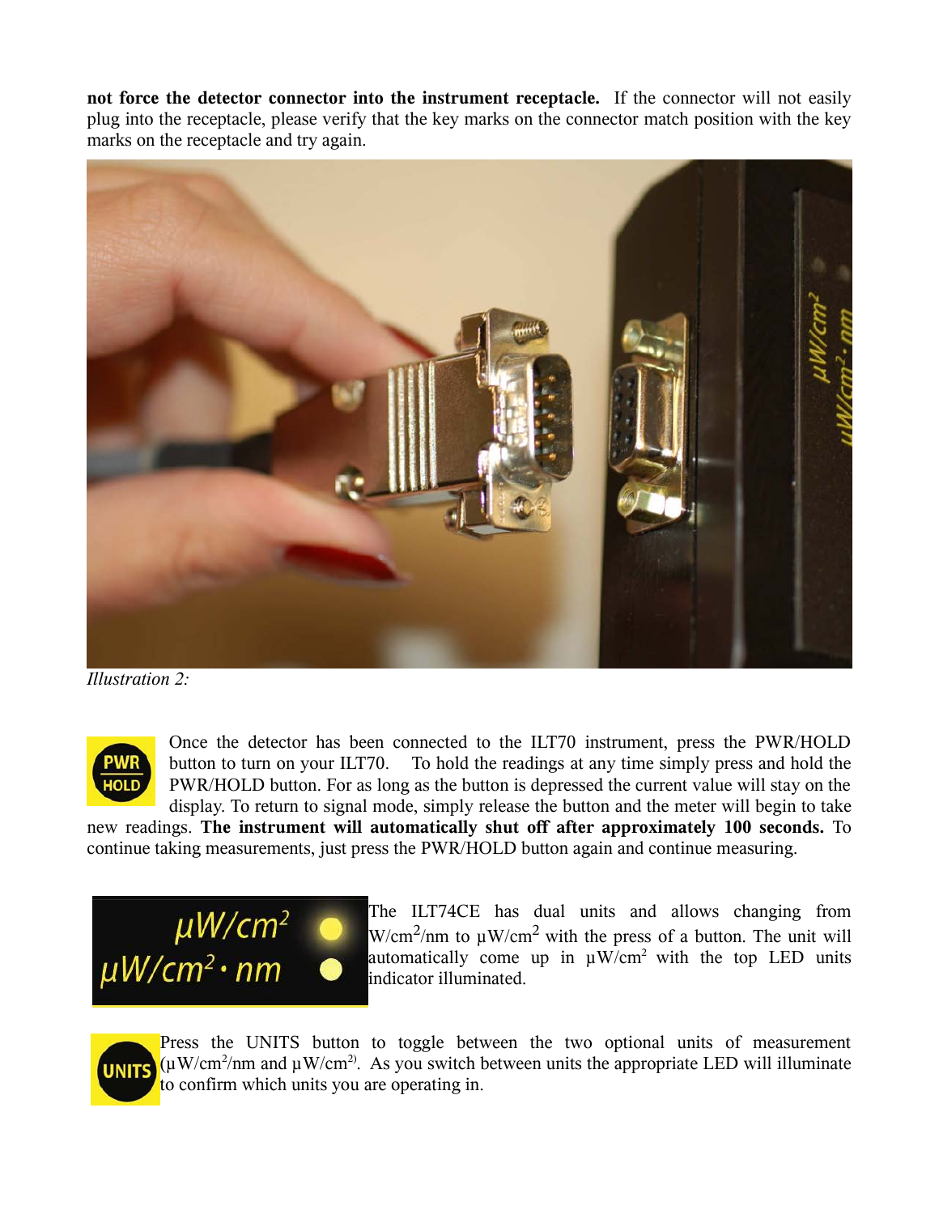**not force the detector connector into the instrument receptacle.** If the connector will not easily plug into the receptacle, please verify that the key marks on the connector match position with the key marks on the receptacle and try again.

*Illustration 2:*

Once the detector has been connected to the ILT70 instrument, press the PWR/HOLD button to turn on your ILT70. To hold the readings at any time simply press and hold the PWR/HOLD button. For as long as the button is depressed the current value will stay on the display. To return to signal mode, simply release the button and the meter will begin to take new readings. **The instrument will automatically shut off after approximately 100 seconds.** To continue taking measurements, just press the PWR/HOLD button again and continue measuring.

The ILT74CE has dual units and allows changing from $W/cm^2/nm$ to $\mu W/cm^2$ with the press of a button. The unit will automatically come up in $\mu W/cm^2$ with the top LED units indicator illuminated.

Press the UNITS button to toggle between the two optional units of measurement ($\mu W/cm^2/nm$ and $\mu W/cm^2$). As you switch between units the appropriate LED will illuminate to confirm which units you are operating in.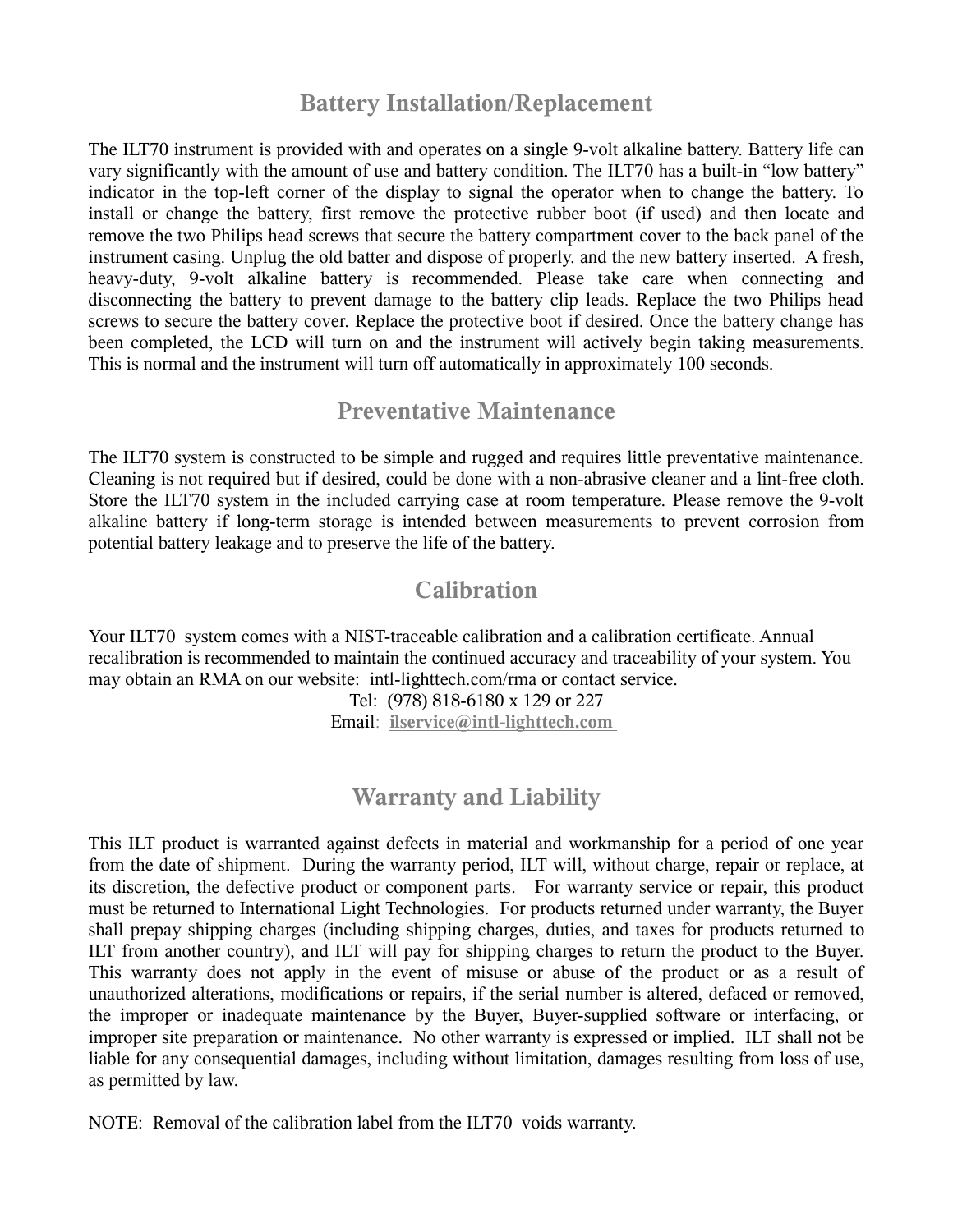## Battery Installation/Replacement

The ILT70 instrument is provided with and operates on a single 9-volt alkaline battery. Battery life can vary significantly with the amount of use and battery condition. The ILT70 has a built-in "low battery" indicator in the top-left corner of the display to signal the operator when to change the battery. To install or change the battery, first remove the protective rubber boot (if used) and then locate and remove the two Philips head screws that secure the battery compartment cover to the back panel of the instrument casing. Unplug the old batter and dispose of properly. and the new battery inserted. A fresh, heavy-duty, 9-volt alkaline battery is recommended. Please take care when connecting and disconnecting the battery to prevent damage to the battery clip leads. Replace the two Philips head screws to secure the battery cover. Replace the protective boot if desired. Once the battery change has been completed, the LCD will turn on and the instrument will actively begin taking measurements. This is normal and the instrument will turn off automatically in approximately 100 seconds.

## Preventative Maintenance

The ILT70 system is constructed to be simple and rugged and requires little preventative maintenance. Cleaning is not required but if desired, could be done with a non-abrasive cleaner and a lint-free cloth. Store the ILT70 system in the included carrying case at room temperature. Please remove the 9-volt alkaline battery if long-term storage is intended between measurements to prevent corrosion from potential battery leakage and to preserve the life of the battery.

## Calibration

Your ILT70 system comes with a NIST-traceable calibration and a calibration certificate. Annual recalibration is recommended to maintain the continued accuracy and traceability of your system. You may obtain an RMA on our website: intl-lighttech.com/rma or contact service.

Tel: (978) 818-6180 x 129 or 227

Email: **ilservice@intl-lighttech.com**

## Warranty and Liability

This ILT product is warranted against defects in material and workmanship for a period of one year from the date of shipment. During the warranty period, ILT will, without charge, repair or replace, at its discretion, the defective product or component parts. For warranty service or repair, this product must be returned to International Light Technologies. For products returned under warranty, the Buyer shall prepay shipping charges (including shipping charges, duties, and taxes for products returned to ILT from another country), and ILT will pay for shipping charges to return the product to the Buyer. This warranty does not apply in the event of misuse or abuse of the product or as a result of unauthorized alterations, modifications or repairs, if the serial number is altered, defaced or removed, the improper or inadequate maintenance by the Buyer, Buyer-supplied software or interfacing, or improper site preparation or maintenance. No other warranty is expressed or implied. ILT shall not be liable for any consequential damages, including without limitation, damages resulting from loss of use, as permitted by law.

NOTE: Removal of the calibration label from the ILT70 voids warranty.